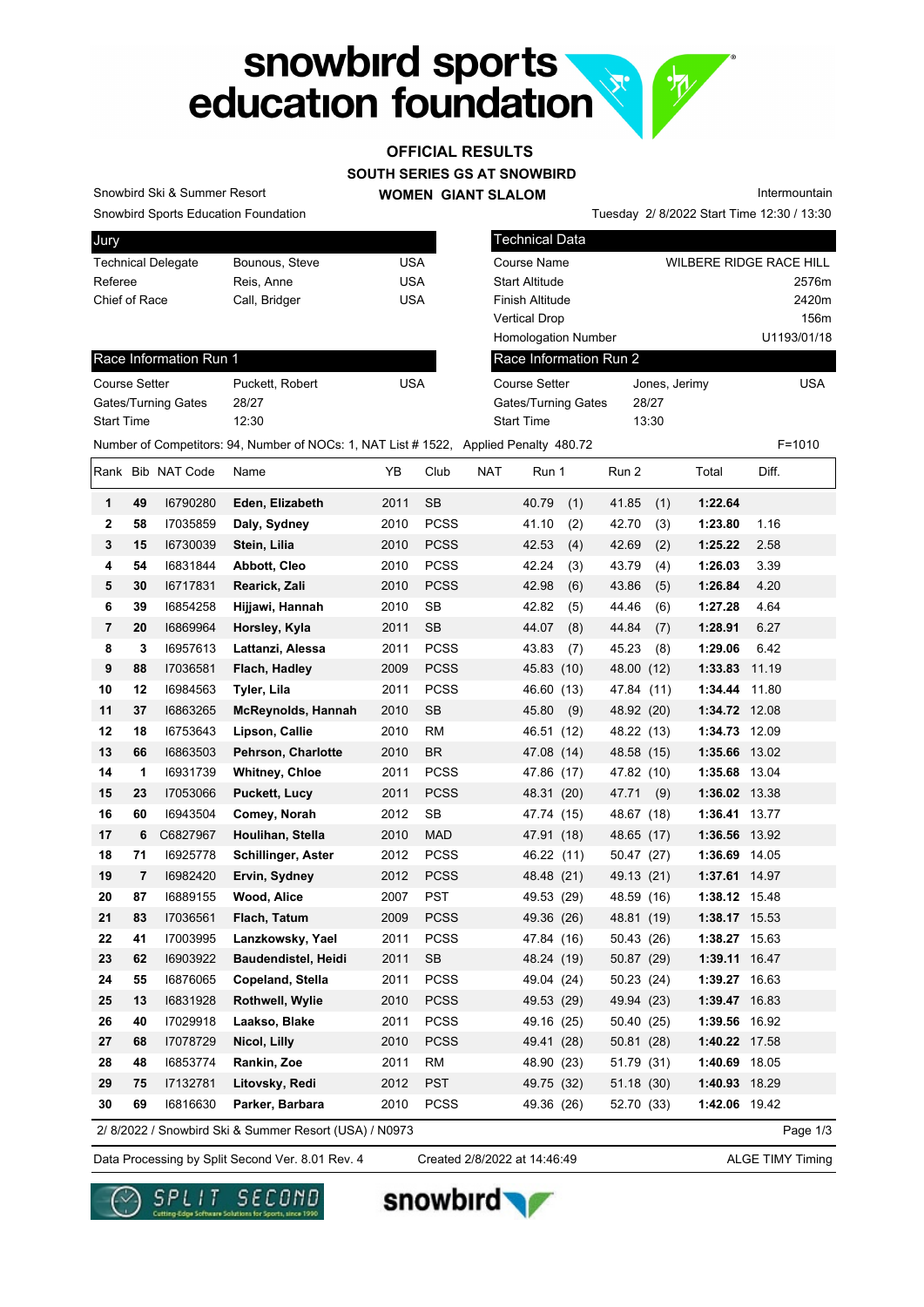# snowbird sports education foundation

## OFFICIAL RESULTS

### SOUTH SERIES GS AT SNOWBIRD

### WOMEN GIANT SLALOM

Snowbird Ski & Summer Resort — Intermountain

Snowbird Sports Education Foundation — Tuesday 2/ 8/2022 Start Time 12:30 / 13:30

| Jury | | |
|---|---|---|
| Technical Delegate | Bounous, Steve | USA |
| Referee | Reis, Anne | USA |
| Chief of Race | Call, Bridger | USA |

| Technical Data | |
|---|---|
| Course Name | WILBERE RIDGE RACE HILL |
| Start Altitude | 2576m |
| Finish Altitude | 2420m |
| Vertical Drop | 156m |
| Homologation Number | U1193/01/18 |

| Race Information Run 1 | | |
|---|---|---|
| Course Setter | Puckett, Robert | USA |
| Gates/Turning Gates | 28/27 | |
| Start Time | 12:30 | |

| Race Information Run 2 | | |
|---|---|---|
| Course Setter | Jones, Jerimy | USA |
| Gates/Turning Gates | 28/27 | |
| Start Time | 13:30 | |

Number of Competitors: 94, Number of NOCs: 1, NAT List # 1522, Applied Penalty 480.72 — F=1010

| Rank | Bib | NAT Code | Name | YB | Club | NAT | Run 1 | Run 2 | Total | Diff. |
|---|---|---|---|---|---|---|---|---|---|---|
| 1 | 49 | I6790280 | Eden, Elizabeth | 2011 | SB | | 40.79 (1) | 41.85 (1) | 1:22.64 | |
| 2 | 58 | I7035859 | Daly, Sydney | 2010 | PCSS | | 41.10 (2) | 42.70 (3) | 1:23.80 | 1.16 |
| 3 | 15 | I6730039 | Stein, Lilia | 2010 | PCSS | | 42.53 (4) | 42.69 (2) | 1:25.22 | 2.58 |
| 4 | 54 | I6831844 | Abbott, Cleo | 2010 | PCSS | | 42.24 (3) | 43.79 (4) | 1:26.03 | 3.39 |
| 5 | 30 | I6717831 | Rearick, Zali | 2010 | PCSS | | 42.98 (6) | 43.86 (5) | 1:26.84 | 4.20 |
| 6 | 39 | I6854258 | Hijjawi, Hannah | 2010 | SB | | 42.82 (5) | 44.46 (6) | 1:27.28 | 4.64 |
| 7 | 20 | I6869964 | Horsley, Kyla | 2011 | SB | | 44.07 (8) | 44.84 (7) | 1:28.91 | 6.27 |
| 8 | 3 | I6957613 | Lattanzi, Alessa | 2011 | PCSS | | 43.83 (7) | 45.23 (8) | 1:29.06 | 6.42 |
| 9 | 88 | I7036581 | Flach, Hadley | 2009 | PCSS | | 45.83 (10) | 48.00 (12) | 1:33.83 | 11.19 |
| 10 | 12 | I6984563 | Tyler, Lila | 2011 | PCSS | | 46.60 (13) | 47.84 (11) | 1:34.44 | 11.80 |
| 11 | 37 | I6863265 | McReynolds, Hannah | 2010 | SB | | 45.80 (9) | 48.92 (20) | 1:34.72 | 12.08 |
| 12 | 18 | I6753643 | Lipson, Callie | 2010 | RM | | 46.51 (12) | 48.22 (13) | 1:34.73 | 12.09 |
| 13 | 66 | I6863503 | Pehrson, Charlotte | 2010 | BR | | 47.08 (14) | 48.58 (15) | 1:35.66 | 13.02 |
| 14 | 1 | I6931739 | Whitney, Chloe | 2011 | PCSS | | 47.86 (17) | 47.82 (10) | 1:35.68 | 13.04 |
| 15 | 23 | I7053066 | Puckett, Lucy | 2011 | PCSS | | 48.31 (20) | 47.71 (9) | 1:36.02 | 13.38 |
| 16 | 60 | I6943504 | Comey, Norah | 2012 | SB | | 47.74 (15) | 48.67 (18) | 1:36.41 | 13.77 |
| 17 | 6 | C6827967 | Houlihan, Stella | 2010 | MAD | | 47.91 (18) | 48.65 (17) | 1:36.56 | 13.92 |
| 18 | 71 | I6925778 | Schillinger, Aster | 2012 | PCSS | | 46.22 (11) | 50.47 (27) | 1:36.69 | 14.05 |
| 19 | 7 | I6982420 | Ervin, Sydney | 2012 | PCSS | | 48.48 (21) | 49.13 (21) | 1:37.61 | 14.97 |
| 20 | 87 | I6889155 | Wood, Alice | 2007 | PST | | 49.53 (29) | 48.59 (16) | 1:38.12 | 15.48 |
| 21 | 83 | I7036561 | Flach, Tatum | 2009 | PCSS | | 49.36 (26) | 48.81 (19) | 1:38.17 | 15.53 |
| 22 | 41 | I7003995 | Lanzkowsky, Yael | 2011 | PCSS | | 47.84 (16) | 50.43 (26) | 1:38.27 | 15.63 |
| 23 | 62 | I6903922 | Baudendistel, Heidi | 2011 | SB | | 48.24 (19) | 50.87 (29) | 1:39.11 | 16.47 |
| 24 | 55 | I6876065 | Copeland, Stella | 2011 | PCSS | | 49.04 (24) | 50.23 (24) | 1:39.27 | 16.63 |
| 25 | 13 | I6831928 | Rothwell, Wylie | 2010 | PCSS | | 49.53 (29) | 49.94 (23) | 1:39.47 | 16.83 |
| 26 | 40 | I7029918 | Laakso, Blake | 2011 | PCSS | | 49.16 (25) | 50.40 (25) | 1:39.56 | 16.92 |
| 27 | 68 | I7078729 | Nicol, Lilly | 2010 | PCSS | | 49.41 (28) | 50.81 (28) | 1:40.22 | 17.58 |
| 28 | 48 | I6853774 | Rankin, Zoe | 2011 | RM | | 48.90 (23) | 51.79 (31) | 1:40.69 | 18.05 |
| 29 | 75 | I7132781 | Litovsky, Redi | 2012 | PST | | 49.75 (32) | 51.18 (30) | 1:40.93 | 18.29 |
| 30 | 69 | I6816630 | Parker, Barbara | 2010 | PCSS | | 49.36 (26) | 52.70 (33) | 1:42.06 | 19.42 |

2/ 8/2022 / Snowbird Ski & Summer Resort (USA) / N0973

Data Processing by Split Second Ver. 8.01 Rev. 4 — Created 2/8/2022 at 14:46:49 — ALGE TIMY Timing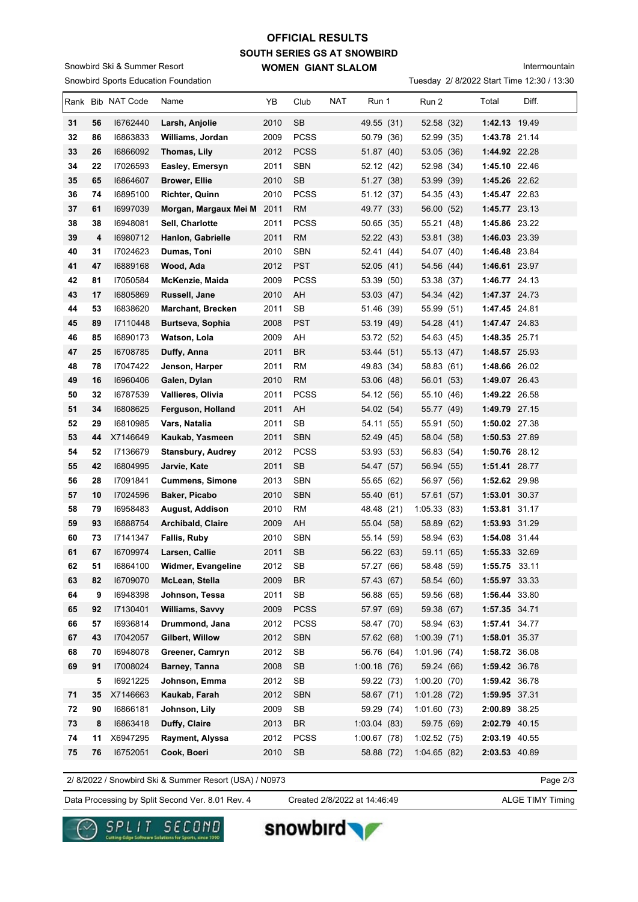# OFFICIAL RESULTS

## SOUTH SERIES GS AT SNOWBIRD

### WOMEN GIANT SLALOM

Snowbird Ski & Summer Resort

Snowbird Sports Education Foundation

Intermountain

Tuesday 2/ 8/2022 Start Time 12:30 / 13:30

| Rank | Bib | NAT Code | Name | YB | Club | NAT | Run 1 | Run 2 | Total | Diff. |
|---|---|---|---|---|---|---|---|---|---|---|
| 31 | 56 | I6762440 | **Larsh, Anjolie** | 2010 | SB | | 49.55 (31) | 52.58 (32) | **1:42.13** | 19.49 |
| 32 | 86 | I6863833 | **Williams, Jordan** | 2009 | PCSS | | 50.79 (36) | 52.99 (35) | **1:43.78** | 21.14 |
| 33 | 26 | I6866092 | **Thomas, Lily** | 2012 | PCSS | | 51.87 (40) | 53.05 (36) | **1:44.92** | 22.28 |
| 34 | 22 | I7026593 | **Easley, Emersyn** | 2011 | SBN | | 52.12 (42) | 52.98 (34) | **1:45.10** | 22.46 |
| 35 | 65 | I6864607 | **Brower, Ellie** | 2010 | SB | | 51.27 (38) | 53.99 (39) | **1:45.26** | 22.62 |
| 36 | 74 | I6895100 | **Richter, Quinn** | 2010 | PCSS | | 51.12 (37) | 54.35 (43) | **1:45.47** | 22.83 |
| 37 | 61 | I6997039 | **Morgan, Margaux Mei M** | 2011 | RM | | 49.77 (33) | 56.00 (52) | **1:45.77** | 23.13 |
| 38 | 38 | I6948081 | **Sell, Charlotte** | 2011 | PCSS | | 50.65 (35) | 55.21 (48) | **1:45.86** | 23.22 |
| 39 | 4 | I6980712 | **Hanlon, Gabrielle** | 2011 | RM | | 52.22 (43) | 53.81 (38) | **1:46.03** | 23.39 |
| 40 | 31 | I7024623 | **Dumas, Toni** | 2010 | SBN | | 52.41 (44) | 54.07 (40) | **1:46.48** | 23.84 |
| 41 | 47 | I6889168 | **Wood, Ada** | 2012 | PST | | 52.05 (41) | 54.56 (44) | **1:46.61** | 23.97 |
| 42 | 81 | I7050584 | **McKenzie, Maida** | 2009 | PCSS | | 53.39 (50) | 53.38 (37) | **1:46.77** | 24.13 |
| 43 | 17 | I6805869 | **Russell, Jane** | 2010 | AH | | 53.03 (47) | 54.34 (42) | **1:47.37** | 24.73 |
| 44 | 53 | I6838620 | **Marchant, Brecken** | 2011 | SB | | 51.46 (39) | 55.99 (51) | **1:47.45** | 24.81 |
| 45 | 89 | I7110448 | **Burtseva, Sophia** | 2008 | PST | | 53.19 (49) | 54.28 (41) | **1:47.47** | 24.83 |
| 46 | 85 | I6890173 | **Watson, Lola** | 2009 | AH | | 53.72 (52) | 54.63 (45) | **1:48.35** | 25.71 |
| 47 | 25 | I6708785 | **Duffy, Anna** | 2011 | BR | | 53.44 (51) | 55.13 (47) | **1:48.57** | 25.93 |
| 48 | 78 | I7047422 | **Jenson, Harper** | 2011 | RM | | 49.83 (34) | 58.83 (61) | **1:48.66** | 26.02 |
| 49 | 16 | I6960406 | **Galen, Dylan** | 2010 | RM | | 53.06 (48) | 56.01 (53) | **1:49.07** | 26.43 |
| 50 | 32 | I6787539 | **Vallieres, Olivia** | 2011 | PCSS | | 54.12 (56) | 55.10 (46) | **1:49.22** | 26.58 |
| 51 | 34 | I6808625 | **Ferguson, Holland** | 2011 | AH | | 54.02 (54) | 55.77 (49) | **1:49.79** | 27.15 |
| 52 | 29 | I6810985 | **Vars, Natalia** | 2011 | SB | | 54.11 (55) | 55.91 (50) | **1:50.02** | 27.38 |
| 53 | 44 | X7146649 | **Kaukab, Yasmeen** | 2011 | SBN | | 52.49 (45) | 58.04 (58) | **1:50.53** | 27.89 |
| 54 | 52 | I7136679 | **Stansbury, Audrey** | 2012 | PCSS | | 53.93 (53) | 56.83 (54) | **1:50.76** | 28.12 |
| 55 | 42 | I6804995 | **Jarvie, Kate** | 2011 | SB | | 54.47 (57) | 56.94 (55) | **1:51.41** | 28.77 |
| 56 | 28 | I7091841 | **Cummens, Simone** | 2013 | SBN | | 55.65 (62) | 56.97 (56) | **1:52.62** | 29.98 |
| 57 | 10 | I7024596 | **Baker, Picabo** | 2010 | SBN | | 55.40 (61) | 57.61 (57) | **1:53.01** | 30.37 |
| 58 | 79 | I6958483 | **August, Addison** | 2010 | RM | | 48.48 (21) | 1:05.33 (83) | **1:53.81** | 31.17 |
| 59 | 93 | I6888754 | **Archibald, Claire** | 2009 | AH | | 55.04 (58) | 58.89 (62) | **1:53.93** | 31.29 |
| 60 | 73 | I7141347 | **Fallis, Ruby** | 2010 | SBN | | 55.14 (59) | 58.94 (63) | **1:54.08** | 31.44 |
| 61 | 67 | I6709974 | **Larsen, Callie** | 2011 | SB | | 56.22 (63) | 59.11 (65) | **1:55.33** | 32.69 |
| 62 | 51 | I6864100 | **Widmer, Evangeline** | 2012 | SB | | 57.27 (66) | 58.48 (59) | **1:55.75** | 33.11 |
| 63 | 82 | I6709070 | **McLean, Stella** | 2009 | BR | | 57.43 (67) | 58.54 (60) | **1:55.97** | 33.33 |
| 64 | 9 | I6948398 | **Johnson, Tessa** | 2011 | SB | | 56.88 (65) | 59.56 (68) | **1:56.44** | 33.80 |
| 65 | 92 | I7130401 | **Williams, Savvy** | 2009 | PCSS | | 57.97 (69) | 59.38 (67) | **1:57.35** | 34.71 |
| 66 | 57 | I6936814 | **Drummond, Jana** | 2012 | PCSS | | 58.47 (70) | 58.94 (63) | **1:57.41** | 34.77 |
| 67 | 43 | I7042057 | **Gilbert, Willow** | 2012 | SBN | | 57.62 (68) | 1:00.39 (71) | **1:58.01** | 35.37 |
| 68 | 70 | I6948078 | **Greener, Camryn** | 2012 | SB | | 56.76 (64) | 1:01.96 (74) | **1:58.72** | 36.08 |
| 69 | 91 | I7008024 | **Barney, Tanna** | 2008 | SB | | 1:00.18 (76) | 59.24 (66) | **1:59.42** | 36.78 |
| | 5 | I6921225 | **Johnson, Emma** | 2012 | SB | | 59.22 (73) | 1:00.20 (70) | **1:59.42** | 36.78 |
| 71 | 35 | X7146663 | **Kaukab, Farah** | 2012 | SBN | | 58.67 (71) | 1:01.28 (72) | **1:59.95** | 37.31 |
| 72 | 90 | I6866181 | **Johnson, Lily** | 2009 | SB | | 59.29 (74) | 1:01.60 (73) | **2:00.89** | 38.25 |
| 73 | 8 | I6863418 | **Duffy, Claire** | 2013 | BR | | 1:03.04 (83) | 59.75 (69) | **2:02.79** | 40.15 |
| 74 | 11 | X6947295 | **Rayment, Alyssa** | 2012 | PCSS | | 1:00.67 (78) | 1:02.52 (75) | **2:03.19** | 40.55 |
| 75 | 76 | I6752051 | **Cook, Boeri** | 2010 | SB | | 58.88 (72) | 1:04.65 (82) | **2:03.53** | 40.89 |

2/ 8/2022 / Snowbird Ski & Summer Resort (USA) / N0973

Data Processing by Split Second Ver. 8.01 Rev. 4 | Created 2/8/2022 at 14:46:49 | ALGE TIMY Timing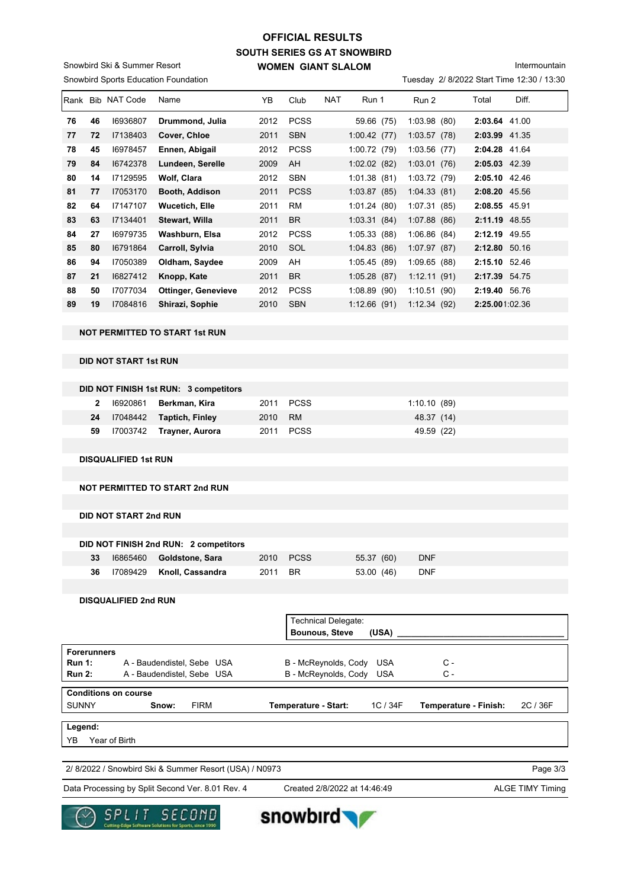# OFFICIAL RESULTS

## SOUTH SERIES GS AT SNOWBIRD

### WOMEN GIANT SLALOM

Snowbird Ski & Summer Resort

Snowbird Sports Education Foundation

Intermountain

Tuesday 2/ 8/2022 Start Time 12:30 / 13:30

| Rank | Bib | NAT Code | Name | YB | Club | NAT | Run 1 | Run 2 | Total | Diff. |
|---|---|---|---|---|---|---|---|---|---|---|
| **76** | **46** | I6936807 | **Drummond, Julia** | 2012 | PCSS | | 59.66 (75) | 1:03.98 (80) | **2:03.64** | 41.00 |
| **77** | **72** | I7138403 | **Cover, Chloe** | 2011 | SBN | | 1:00.42 (77) | 1:03.57 (78) | **2:03.99** | 41.35 |
| **78** | **45** | I6978457 | **Ennen, Abigail** | 2012 | PCSS | | 1:00.72 (79) | 1:03.56 (77) | **2:04.28** | 41.64 |
| **79** | **84** | I6742378 | **Lundeen, Serelle** | 2009 | AH | | 1:02.02 (82) | 1:03.01 (76) | **2:05.03** | 42.39 |
| **80** | **14** | I7129595 | **Wolf, Clara** | 2012 | SBN | | 1:01.38 (81) | 1:03.72 (79) | **2:05.10** | 42.46 |
| **81** | **77** | I7053170 | **Booth, Addison** | 2011 | PCSS | | 1:03.87 (85) | 1:04.33 (81) | **2:08.20** | 45.56 |
| **82** | **64** | I7147107 | **Wucetich, Elle** | 2011 | RM | | 1:01.24 (80) | 1:07.31 (85) | **2:08.55** | 45.91 |
| **83** | **63** | I7134401 | **Stewart, Willa** | 2011 | BR | | 1:03.31 (84) | 1:07.88 (86) | **2:11.19** | 48.55 |
| **84** | **27** | I6979735 | **Washburn, Elsa** | 2012 | PCSS | | 1:05.33 (88) | 1:06.86 (84) | **2:12.19** | 49.55 |
| **85** | **80** | I6791864 | **Carroll, Sylvia** | 2010 | SOL | | 1:04.83 (86) | 1:07.97 (87) | **2:12.80** | 50.16 |
| **86** | **94** | I7050389 | **Oldham, Saydee** | 2009 | AH | | 1:05.45 (89) | 1:09.65 (88) | **2:15.10** | 52.46 |
| **87** | **21** | I6827412 | **Knopp, Kate** | 2011 | BR | | 1:05.28 (87) | 1:12.11 (91) | **2:17.39** | 54.75 |
| **88** | **50** | I7077034 | **Ottinger, Genevieve** | 2012 | PCSS | | 1:08.89 (90) | 1:10.51 (90) | **2:19.40** | 56.76 |
| **89** | **19** | I7084816 | **Shirazi, Sophie** | 2010 | SBN | | 1:12.66 (91) | 1:12.34 (92) | **2:25.00** | 1:02.36 |

**NOT PERMITTED TO START 1st RUN**

**DID NOT START 1st RUN**

**DID NOT FINISH 1st RUN: 3 competitors**

| Bib | NAT Code | Name | YB | Club | Run 2 |
|---|---|---|---|---|---|
| **2** | I6920861 | **Berkman, Kira** | 2011 | PCSS | 1:10.10 (89) |
| **24** | I7048442 | **Taptich, Finley** | 2010 | RM | 48.37 (14) |
| **59** | I7003742 | **Trayner, Aurora** | 2011 | PCSS | 49.59 (22) |

**DISQUALIFIED 1st RUN**

**NOT PERMITTED TO START 2nd RUN**

**DID NOT START 2nd RUN**

**DID NOT FINISH 2nd RUN: 2 competitors**

| Bib | NAT Code | Name | YB | Club | Run 1 | Run 2 |
|---|---|---|---|---|---|---|
| **33** | I6865460 | **Goldstone, Sara** | 2010 | PCSS | 55.37 (60) | DNF |
| **36** | I7089429 | **Knoll, Cassandra** | 2011 | BR | 53.00 (46) | DNF |

**DISQUALIFIED 2nd RUN**

Technical Delegate:
**Bounous, Steve** **(USA)**

| **Forerunners** | | | |
|---|---|---|---|
| **Run 1:** | A - Baudendistel, Sebe USA | B - McReynolds, Cody USA | C - |
| **Run 2:** | A - Baudendistel, Sebe USA | B - McReynolds, Cody USA | C - |

| **Conditions on course** | | | | |
|---|---|---|---|---|
| SUNNY | **Snow:** FIRM | **Temperature - Start:** 1C / 34F | **Temperature - Finish:** | 2C / 36F |

**Legend:**
YB Year of Birth

2/ 8/2022 / Snowbird Ski & Summer Resort (USA) / N0973

Data Processing by Split Second Ver. 8.01 Rev. 4 Created 2/8/2022 at 14:46:49 ALGE TIMY Timing